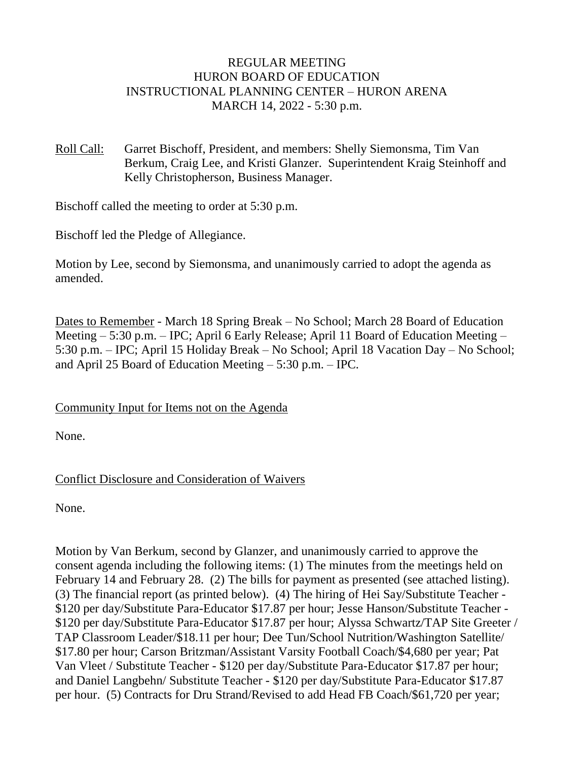# REGULAR MEETING
# HURON BOARD OF EDUCATION
# INSTRUCTIONAL PLANNING CENTER – HURON ARENA
# MARCH 14, 2022 - 5:30 p.m.

Roll Call: Garret Bischoff, President, and members: Shelly Siemonsma, Tim Van Berkum, Craig Lee, and Kristi Glanzer. Superintendent Kraig Steinhoff and Kelly Christopherson, Business Manager.

Bischoff called the meeting to order at 5:30 p.m.

Bischoff led the Pledge of Allegiance.

Motion by Lee, second by Siemonsma, and unanimously carried to adopt the agenda as amended.

Dates to Remember - March 18 Spring Break – No School; March 28 Board of Education Meeting – 5:30 p.m. – IPC; April 6 Early Release; April 11 Board of Education Meeting – 5:30 p.m. – IPC; April 15 Holiday Break – No School; April 18 Vacation Day – No School; and April 25 Board of Education Meeting – 5:30 p.m. – IPC.

Community Input for Items not on the Agenda

None.

Conflict Disclosure and Consideration of Waivers

None.

Motion by Van Berkum, second by Glanzer, and unanimously carried to approve the consent agenda including the following items: (1) The minutes from the meetings held on February 14 and February 28. (2) The bills for payment as presented (see attached listing). (3) The financial report (as printed below). (4) The hiring of Hei Say/Substitute Teacher - $120 per day/Substitute Para-Educator $17.87 per hour; Jesse Hanson/Substitute Teacher - $120 per day/Substitute Para-Educator $17.87 per hour; Alyssa Schwartz/TAP Site Greeter / TAP Classroom Leader/$18.11 per hour; Dee Tun/School Nutrition/Washington Satellite/ $17.80 per hour; Carson Britzman/Assistant Varsity Football Coach/$4,680 per year; Pat Van Vleet / Substitute Teacher - $120 per day/Substitute Para-Educator $17.87 per hour; and Daniel Langbehn/ Substitute Teacher - $120 per day/Substitute Para-Educator $17.87 per hour. (5) Contracts for Dru Strand/Revised to add Head FB Coach/$61,720 per year;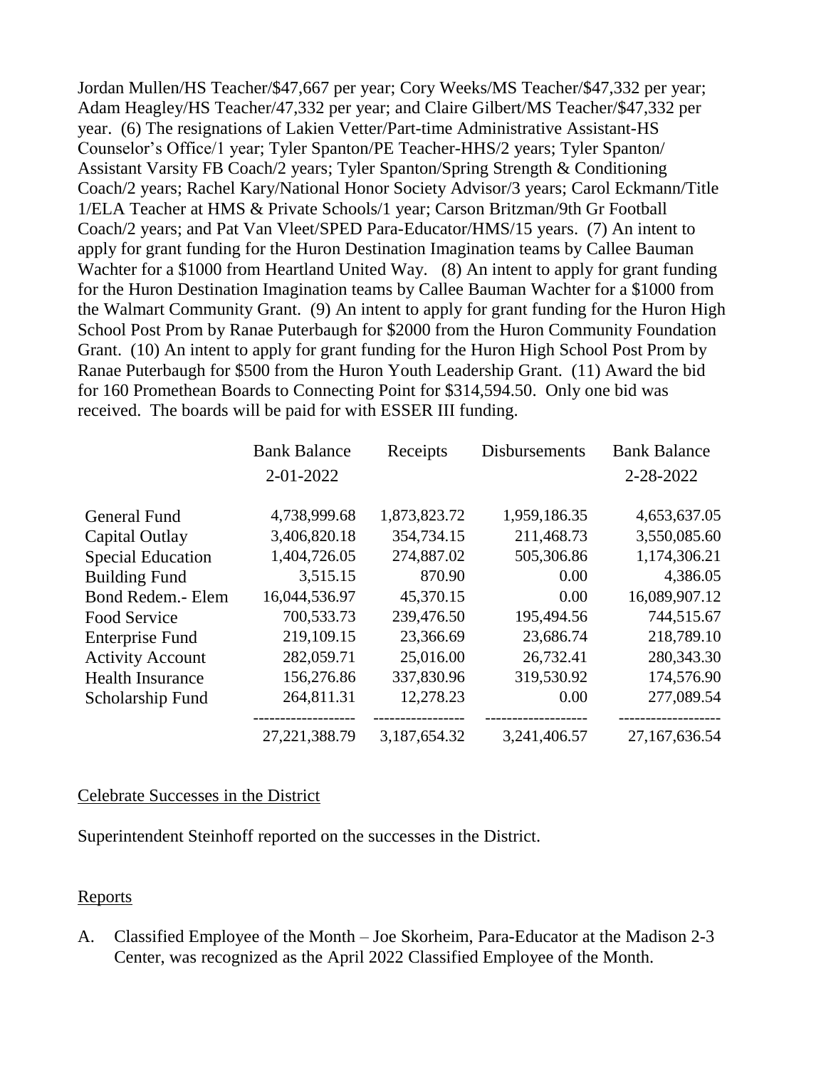Jordan Mullen/HS Teacher/$47,667 per year; Cory Weeks/MS Teacher/$47,332 per year; Adam Heagley/HS Teacher/47,332 per year; and Claire Gilbert/MS Teacher/$47,332 per year. (6) The resignations of Lakien Vetter/Part-time Administrative Assistant-HS Counselor's Office/1 year; Tyler Spanton/PE Teacher-HHS/2 years; Tyler Spanton/ Assistant Varsity FB Coach/2 years; Tyler Spanton/Spring Strength & Conditioning Coach/2 years; Rachel Kary/National Honor Society Advisor/3 years; Carol Eckmann/Title 1/ELA Teacher at HMS & Private Schools/1 year; Carson Britzman/9th Gr Football Coach/2 years; and Pat Van Vleet/SPED Para-Educator/HMS/15 years. (7) An intent to apply for grant funding for the Huron Destination Imagination teams by Callee Bauman Wachter for a $1000 from Heartland United Way. (8) An intent to apply for grant funding for the Huron Destination Imagination teams by Callee Bauman Wachter for a $1000 from the Walmart Community Grant. (9) An intent to apply for grant funding for the Huron High School Post Prom by Ranae Puterbaugh for $2000 from the Huron Community Foundation Grant. (10) An intent to apply for grant funding for the Huron High School Post Prom by Ranae Puterbaugh for $500 from the Huron Youth Leadership Grant. (11) Award the bid for 160 Promethean Boards to Connecting Point for $314,594.50. Only one bid was received. The boards will be paid for with ESSER III funding.

| | Bank Balance 2-01-2022 | Receipts | Disbursements | Bank Balance 2-28-2022 |
|---|---|---|---|---|
| General Fund | 4,738,999.68 | 1,873,823.72 | 1,959,186.35 | 4,653,637.05 |
| Capital Outlay | 3,406,820.18 | 354,734.15 | 211,468.73 | 3,550,085.60 |
| Special Education | 1,404,726.05 | 274,887.02 | 505,306.86 | 1,174,306.21 |
| Building Fund | 3,515.15 | 870.90 | 0.00 | 4,386.05 |
| Bond Redem.- Elem | 16,044,536.97 | 45,370.15 | 0.00 | 16,089,907.12 |
| Food Service | 700,533.73 | 239,476.50 | 195,494.56 | 744,515.67 |
| Enterprise Fund | 219,109.15 | 23,366.69 | 23,686.74 | 218,789.10 |
| Activity Account | 282,059.71 | 25,016.00 | 26,732.41 | 280,343.30 |
| Health Insurance | 156,276.86 | 337,830.96 | 319,530.92 | 174,576.90 |
| Scholarship Fund | 264,811.31 | 12,278.23 | 0.00 | 277,089.54 |
| | 27,221,388.79 | 3,187,654.32 | 3,241,406.57 | 27,167,636.54 |

Celebrate Successes in the District

Superintendent Steinhoff reported on the successes in the District.

Reports

A. Classified Employee of the Month – Joe Skorheim, Para-Educator at the Madison 2-3 Center, was recognized as the April 2022 Classified Employee of the Month.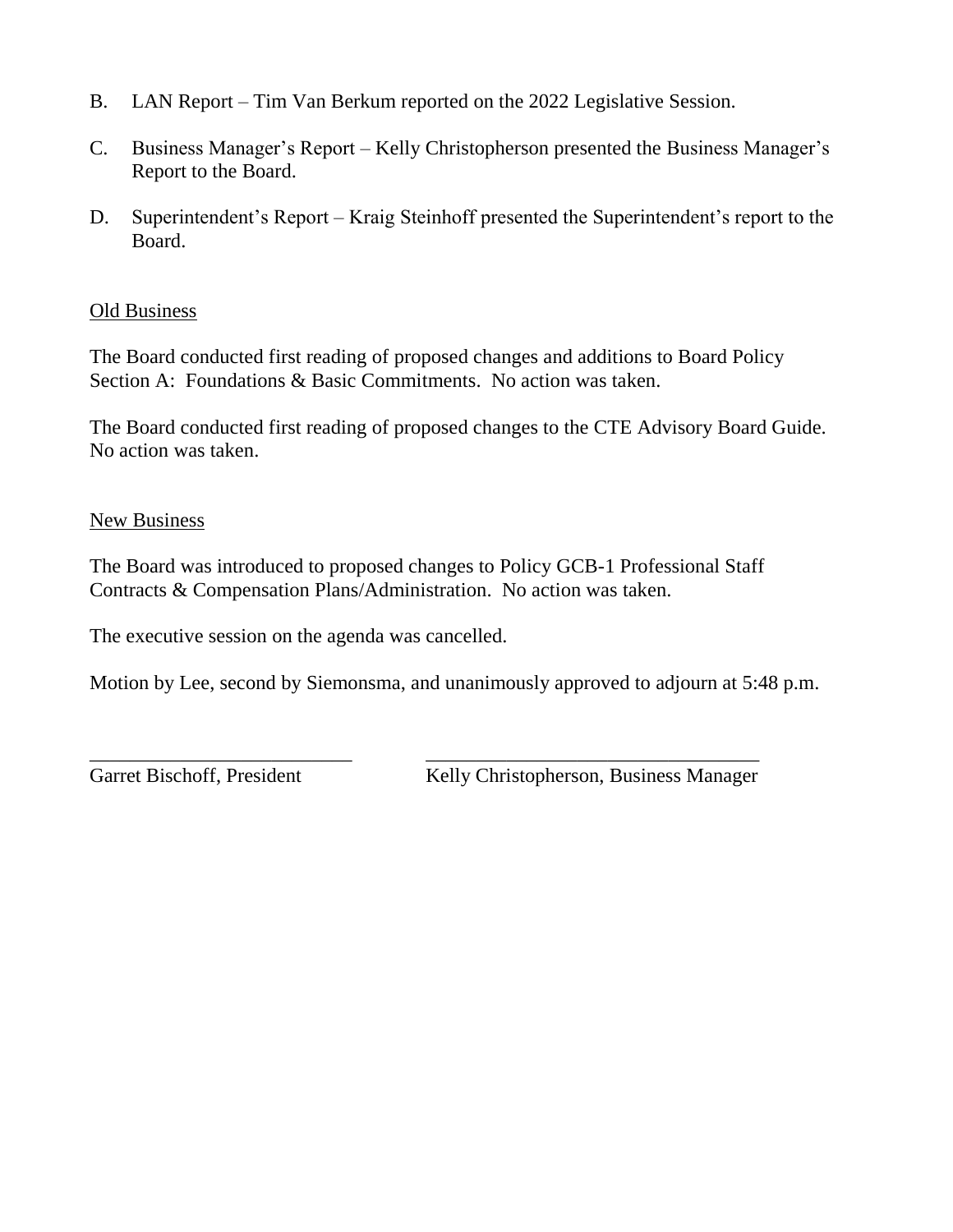B. LAN Report – Tim Van Berkum reported on the 2022 Legislative Session.

C. Business Manager's Report – Kelly Christopherson presented the Business Manager's Report to the Board.

D. Superintendent's Report – Kraig Steinhoff presented the Superintendent's report to the Board.

<u>Old Business</u>

The Board conducted first reading of proposed changes and additions to Board Policy Section A: Foundations & Basic Commitments. No action was taken.

The Board conducted first reading of proposed changes to the CTE Advisory Board Guide. No action was taken.

<u>New Business</u>

The Board was introduced to proposed changes to Policy GCB-1 Professional Staff Contracts & Compensation Plans/Administration. No action was taken.

The executive session on the agenda was cancelled.

Motion by Lee, second by Siemonsma, and unanimously approved to adjourn at 5:48 p.m.

| | |
|---|---|
| ___________________________ | __________________________________ |
| Garret Bischoff, President | Kelly Christopherson, Business Manager |